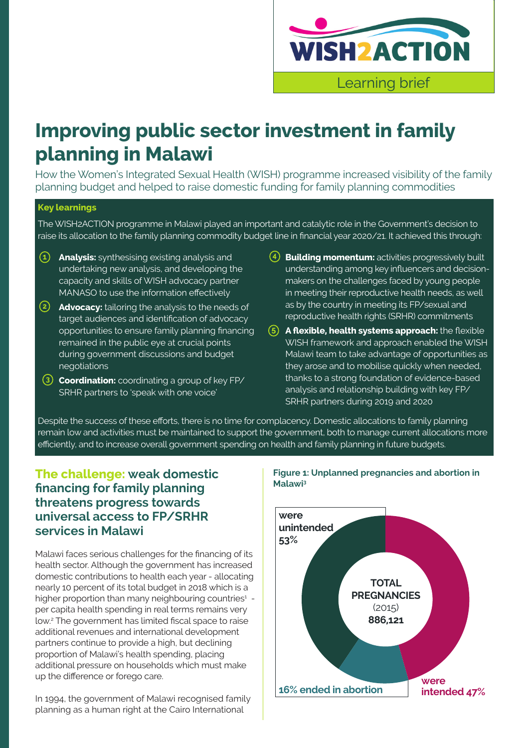WISH2ACTION

Learning brief

# Improving public sector investment in family planning in Malawi

How the Women's Integrated Sexual Health (WISH) programme increased visibility of the family planning budget and helped to raise domestic funding for family planning commodities

**Key learnings**

The WISH2ACTION programme in Malawi played an important and catalytic role in the Government's decision to raise its allocation to the family planning commodity budget line in financial year 2020/21. It achieved this through:

1. **Analysis:** synthesising existing analysis and undertaking new analysis, and developing the capacity and skills of WISH advocacy partner MANASO to use the information effectively
2. **Advocacy:** tailoring the analysis to the needs of target audiences and identification of advocacy opportunities to ensure family planning financing remained in the public eye at crucial points during government discussions and budget negotiations
3. **Coordination:** coordinating a group of key FP/SRHR partners to 'speak with one voice'
4. **Building momentum:** activities progressively built understanding among key influencers and decision-makers on the challenges faced by young people in meeting their reproductive health needs, as well as by the country in meeting its FP/sexual and reproductive health rights (SRHR) commitments
5. **A flexible, health systems approach:** the flexible WISH framework and approach enabled the WISH Malawi team to take advantage of opportunities as they arose and to mobilise quickly when needed, thanks to a strong foundation of evidence-based analysis and relationship building with key FP/SRHR partners during 2019 and 2020

Despite the success of these efforts, there is no time for complacency. Domestic allocations to family planning remain low and activities must be maintained to support the government, both to manage current allocations more efficiently, and to increase overall government spending on health and family planning in future budgets.

## The challenge: weak domestic financing for family planning threatens progress towards universal access to FP/SRHR services in Malawi

Malawi faces serious challenges for the financing of its health sector. Although the government has increased domestic contributions to health each year - allocating nearly 10 percent of its total budget in 2018 which is a higher proportion than many neighbouring countries[1] - per capita health spending in real terms remains very low.[2] The government has limited fiscal space to raise additional revenues and international development partners continue to provide a high, but declining proportion of Malawi's health spending, placing additional pressure on households which must make up the difference or forego care.

In 1994, the government of Malawi recognised family planning as a human right at the Cairo International

**Figure 1: Unplanned pregnancies and abortion in Malawi[3]**

TOTAL PREGNANCIES (2015) 886,121

- were unintended 53%
- 16% ended in abortion
- were intended 47%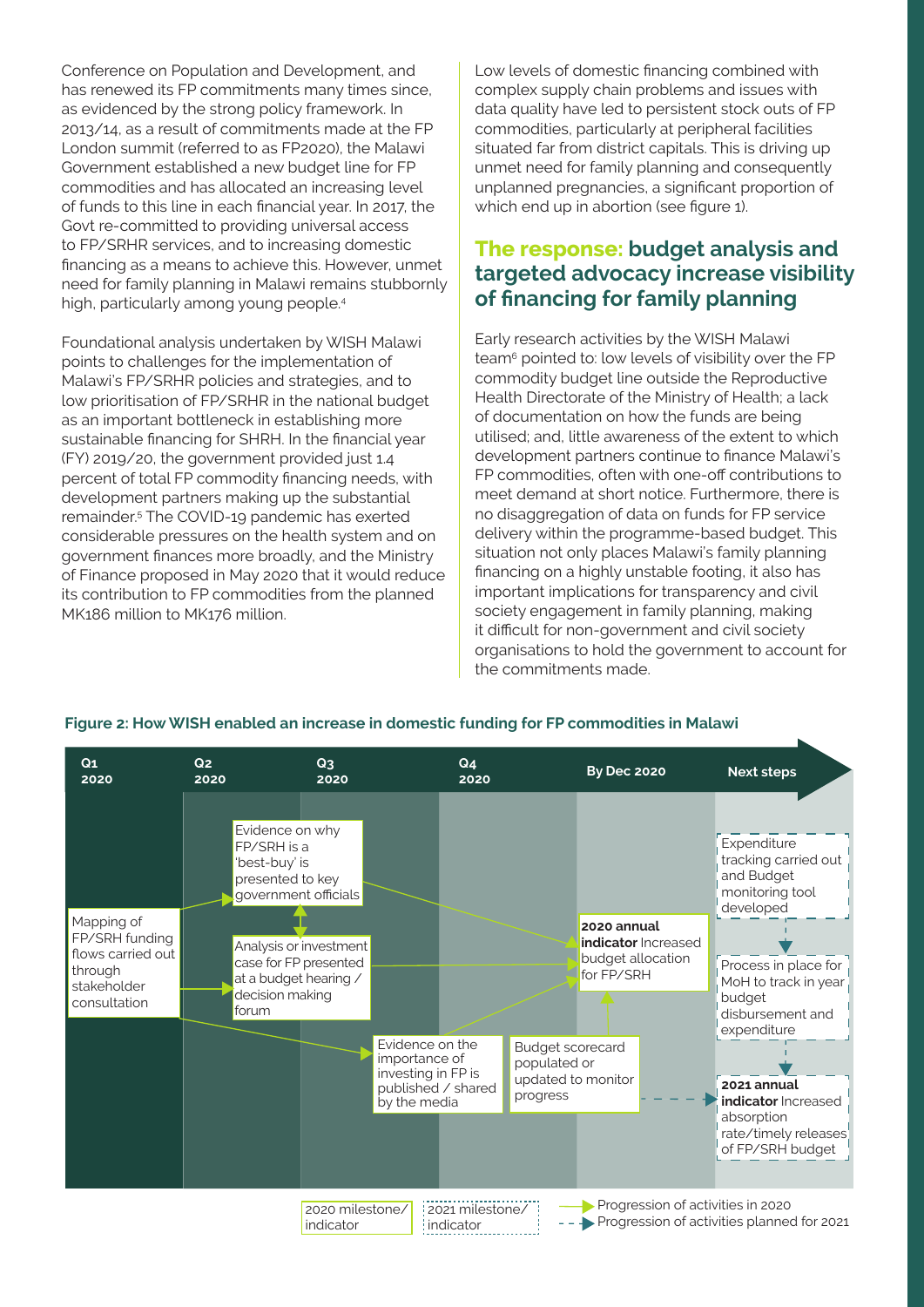Conference on Population and Development, and has renewed its FP commitments many times since, as evidenced by the strong policy framework. In 2013/14, as a result of commitments made at the FP London summit (referred to as FP2020), the Malawi Government established a new budget line for FP commodities and has allocated an increasing level of funds to this line in each financial year. In 2017, the Govt re-committed to providing universal access to FP/SRHR services, and to increasing domestic financing as a means to achieve this. However, unmet need for family planning in Malawi remains stubbornly high, particularly among young people.[4]

Foundational analysis undertaken by WISH Malawi points to challenges for the implementation of Malawi's FP/SRHR policies and strategies, and to low prioritisation of FP/SRHR in the national budget as an important bottleneck in establishing more sustainable financing for SHRH. In the financial year (FY) 2019/20, the government provided just 1.4 percent of total FP commodity financing needs, with development partners making up the substantial remainder.[5] The COVID-19 pandemic has exerted considerable pressures on the health system and on government finances more broadly, and the Ministry of Finance proposed in May 2020 that it would reduce its contribution to FP commodities from the planned MK186 million to MK176 million.

Low levels of domestic financing combined with complex supply chain problems and issues with data quality have led to persistent stock outs of FP commodities, particularly at peripheral facilities situated far from district capitals. This is driving up unmet need for family planning and consequently unplanned pregnancies, a significant proportion of which end up in abortion (see figure 1).

## The response: budget analysis and targeted advocacy increase visibility of financing for family planning

Early research activities by the WISH Malawi team[6] pointed to: low levels of visibility over the FP commodity budget line outside the Reproductive Health Directorate of the Ministry of Health; a lack of documentation on how the funds are being utilised; and, little awareness of the extent to which development partners continue to finance Malawi's FP commodities, often with one-off contributions to meet demand at short notice. Furthermore, there is no disaggregation of data on funds for FP service delivery within the programme-based budget. This situation not only places Malawi's family planning financing on a highly unstable footing, it also has important implications for transparency and civil society engagement in family planning, making it difficult for non-government and civil society organisations to hold the government to account for the commitments made.

**Figure 2: How WISH enabled an increase in domestic funding for FP commodities in Malawi**

| Q1 2020 | Q2 2020 | Q3 2020 | Q4 2020 | By Dec 2020 | Next steps |
|---|---|---|---|---|---|
| Mapping of FP/SRH funding flows carried out through stakeholder consultation | Evidence on why FP/SRH is a 'best-buy' is presented to key government officials | Evidence on the importance of investing in FP is published / shared by the media | Budget scorecard populated or updated to monitor progress | **2020 annual indicator** Increased budget allocation for FP/SRH | Expenditure tracking carried out and Budget monitoring tool developed |
| | Analysis or investment case for FP presented at a budget hearing / decision making forum | | | | Process in place for MoH to track in year budget disbursement and expenditure |
| | | | | | **2021 annual indicator** Increased absorption rate/timely releases of FP/SRH budget |

Legend: 2020 milestone/indicator; 2021 milestone/indicator; Progression of activities in 2020; Progression of activities planned for 2021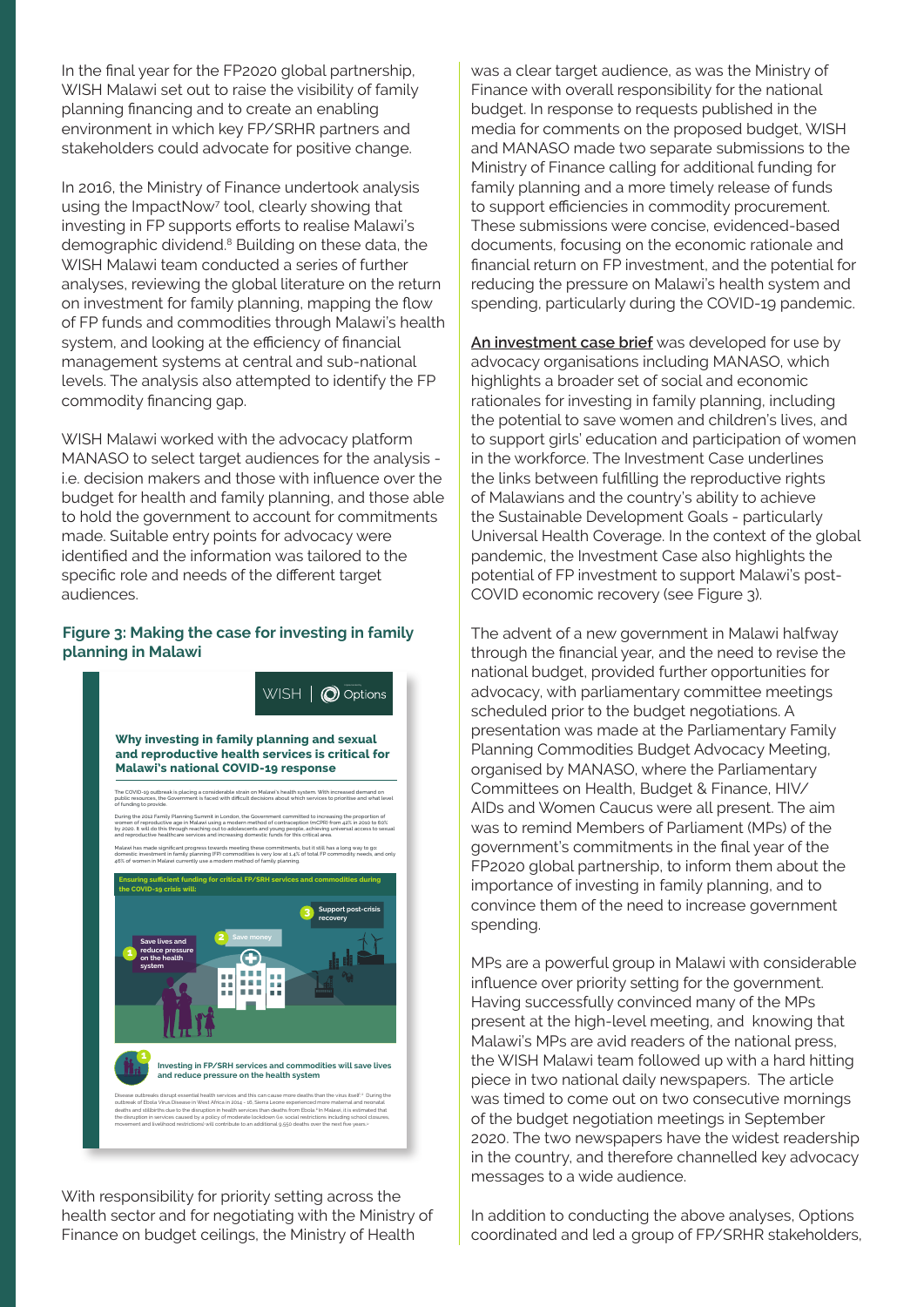In the final year for the FP2020 global partnership, WISH Malawi set out to raise the visibility of family planning financing and to create an enabling environment in which key FP/SRHR partners and stakeholders could advocate for positive change.

In 2016, the Ministry of Finance undertook analysis using the ImpactNow[7] tool, clearly showing that investing in FP supports efforts to realise Malawi's demographic dividend.[8] Building on these data, the WISH Malawi team conducted a series of further analyses, reviewing the global literature on the return on investment for family planning, mapping the flow of FP funds and commodities through Malawi's health system, and looking at the efficiency of financial management systems at central and sub-national levels. The analysis also attempted to identify the FP commodity financing gap.

WISH Malawi worked with the advocacy platform MANASO to select target audiences for the analysis - i.e. decision makers and those with influence over the budget for health and family planning, and those able to hold the government to account for commitments made. Suitable entry points for advocacy were identified and the information was tailored to the specific role and needs of the different target audiences.

**Figure 3: Making the case for investing in family planning in Malawi**

With responsibility for priority setting across the health sector and for negotiating with the Ministry of Finance on budget ceilings, the Ministry of Health was a clear target audience, as was the Ministry of Finance with overall responsibility for the national budget. In response to requests published in the media for comments on the proposed budget, WISH and MANASO made two separate submissions to the Ministry of Finance calling for additional funding for family planning and a more timely release of funds to support efficiencies in commodity procurement. These submissions were concise, evidenced-based documents, focusing on the economic rationale and financial return on FP investment, and the potential for reducing the pressure on Malawi's health system and spending, particularly during the COVID-19 pandemic.

An investment case brief was developed for use by advocacy organisations including MANASO, which highlights a broader set of social and economic rationales for investing in family planning, including the potential to save women and children's lives, and to support girls' education and participation of women in the workforce. The Investment Case underlines the links between fulfilling the reproductive rights of Malawians and the country's ability to achieve the Sustainable Development Goals - particularly Universal Health Coverage. In the context of the global pandemic, the Investment Case also highlights the potential of FP investment to support Malawi's post-COVID economic recovery (see Figure 3).

The advent of a new government in Malawi halfway through the financial year, and the need to revise the national budget, provided further opportunities for advocacy, with parliamentary committee meetings scheduled prior to the budget negotiations. A presentation was made at the Parliamentary Family Planning Commodities Budget Advocacy Meeting, organised by MANASO, where the Parliamentary Committees on Health, Budget & Finance, HIV/AIDs and Women Caucus were all present. The aim was to remind Members of Parliament (MPs) of the government's commitments in the final year of the FP2020 global partnership, to inform them about the importance of investing in family planning, and to convince them of the need to increase government spending.

MPs are a powerful group in Malawi with considerable influence over priority setting for the government. Having successfully convinced many of the MPs present at the high-level meeting, and knowing that Malawi's MPs are avid readers of the national press, the WISH Malawi team followed up with a hard hitting piece in two national daily newspapers. The article was timed to come out on two consecutive mornings of the budget negotiation meetings in September 2020. The two newspapers have the widest readership in the country, and therefore channelled key advocacy messages to a wide audience.

In addition to conducting the above analyses, Options coordinated and led a group of FP/SRHR stakeholders,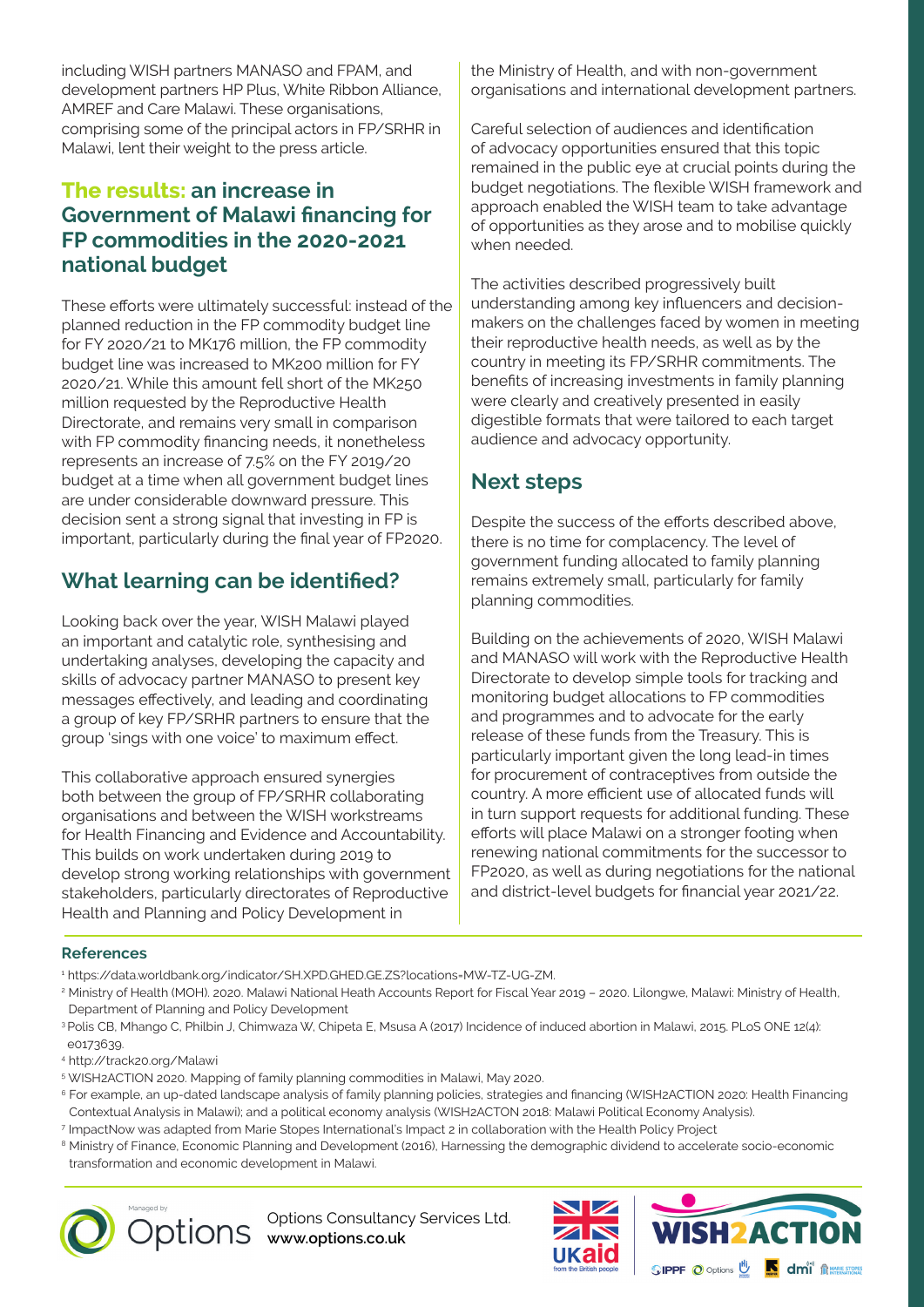including WISH partners MANASO and FPAM, and development partners HP Plus, White Ribbon Alliance, AMREF and Care Malawi. These organisations, comprising some of the principal actors in FP/SRHR in Malawi, lent their weight to the press article.

## The results: an increase in Government of Malawi financing for FP commodities in the 2020-2021 national budget

These efforts were ultimately successful: instead of the planned reduction in the FP commodity budget line for FY 2020/21 to MK176 million, the FP commodity budget line was increased to MK200 million for FY 2020/21. While this amount fell short of the MK250 million requested by the Reproductive Health Directorate, and remains very small in comparison with FP commodity financing needs, it nonetheless represents an increase of 7.5% on the FY 2019/20 budget at a time when all government budget lines are under considerable downward pressure. This decision sent a strong signal that investing in FP is important, particularly during the final year of FP2020.

## What learning can be identified?

Looking back over the year, WISH Malawi played an important and catalytic role, synthesising and undertaking analyses, developing the capacity and skills of advocacy partner MANASO to present key messages effectively, and leading and coordinating a group of key FP/SRHR partners to ensure that the group 'sings with one voice' to maximum effect.

This collaborative approach ensured synergies both between the group of FP/SRHR collaborating organisations and between the WISH workstreams for Health Financing and Evidence and Accountability. This builds on work undertaken during 2019 to develop strong working relationships with government stakeholders, particularly directorates of Reproductive Health and Planning and Policy Development in the Ministry of Health, and with non-government organisations and international development partners.

Careful selection of audiences and identification of advocacy opportunities ensured that this topic remained in the public eye at crucial points during the budget negotiations. The flexible WISH framework and approach enabled the WISH team to take advantage of opportunities as they arose and to mobilise quickly when needed.

The activities described progressively built understanding among key influencers and decision-makers on the challenges faced by women in meeting their reproductive health needs, as well as by the country in meeting its FP/SRHR commitments. The benefits of increasing investments in family planning were clearly and creatively presented in easily digestible formats that were tailored to each target audience and advocacy opportunity.

## Next steps

Despite the success of the efforts described above, there is no time for complacency. The level of government funding allocated to family planning remains extremely small, particularly for family planning commodities.

Building on the achievements of 2020, WISH Malawi and MANASO will work with the Reproductive Health Directorate to develop simple tools for tracking and monitoring budget allocations to FP commodities and programmes and to advocate for the early release of these funds from the Treasury. This is particularly important given the long lead-in times for procurement of contraceptives from outside the country. A more efficient use of allocated funds will in turn support requests for additional funding. These efforts will place Malawi on a stronger footing when renewing national commitments for the successor to FP2020, as well as during negotiations for the national and district-level budgets for financial year 2021/22.

### References

[1] https://data.worldbank.org/indicator/SH.XPD.GHED.GE.ZS?locations=MW-TZ-UG-ZM.

[2] Ministry of Health (MOH). 2020. Malawi National Heath Accounts Report for Fiscal Year 2019 – 2020. Lilongwe, Malawi: Ministry of Health, Department of Planning and Policy Development

[3] Polis CB, Mhango C, Philbin J, Chimwaza W, Chipeta E, Msusa A (2017) Incidence of induced abortion in Malawi, 2015. PLoS ONE 12(4): e0173639.

[4] http://track20.org/Malawi

[5] WISH2ACTION 2020. Mapping of family planning commodities in Malawi, May 2020.

[6] For example, an up-dated landscape analysis of family planning policies, strategies and financing (WISH2ACTION 2020: Health Financing Contextual Analysis in Malawi); and a political economy analysis (WISH2ACTON 2018: Malawi Political Economy Analysis).

[7] ImpactNow was adapted from Marie Stopes International's Impact 2 in collaboration with the Health Policy Project

[8] Ministry of Finance, Economic Planning and Development (2016), Harnessing the demographic dividend to accelerate socio-economic transformation and economic development in Malawi.

Managed by Options

Options Consultancy Services Ltd.
**www.options.co.uk**